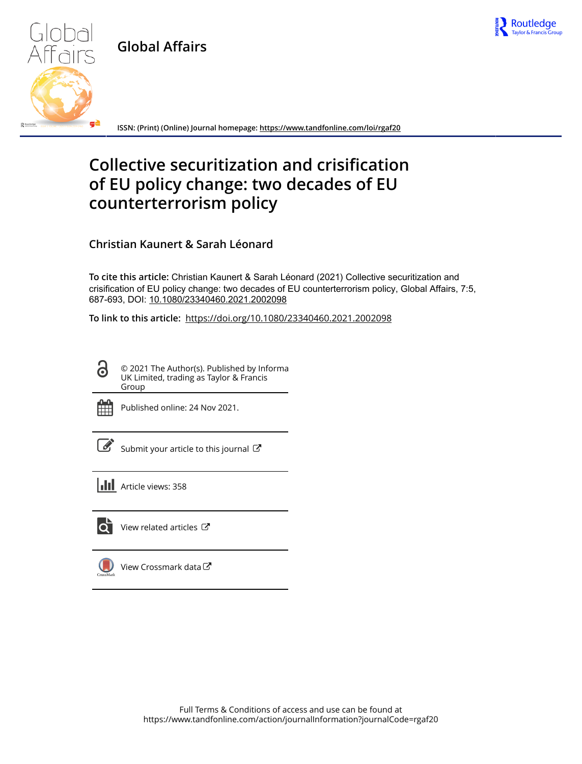# Global Affairs

**ISSN: (Print) (Online) Journal homepage: https://www.tandfonline.com/loi/rgaf20**

# Collective securitization and crisification of EU policy change: two decades of EU counterterrorism policy

**Christian Kaunert & Sarah Léonard**

**To cite this article:** Christian Kaunert & Sarah Léonard (2021) Collective securitization and crisification of EU policy change: two decades of EU counterterrorism policy, Global Affairs, 7:5, 687-693, DOI: 10.1080/23340460.2021.2002098

**To link to this article:** https://doi.org/10.1080/23340460.2021.2002098

© 2021 The Author(s). Published by Informa UK Limited, trading as Taylor & Francis Group

Published online: 24 Nov 2021.

Submit your article to this journal

Article views: 358

View related articles

View Crossmark data

Full Terms & Conditions of access and use can be found at https://www.tandfonline.com/action/journalInformation?journalCode=rgaf20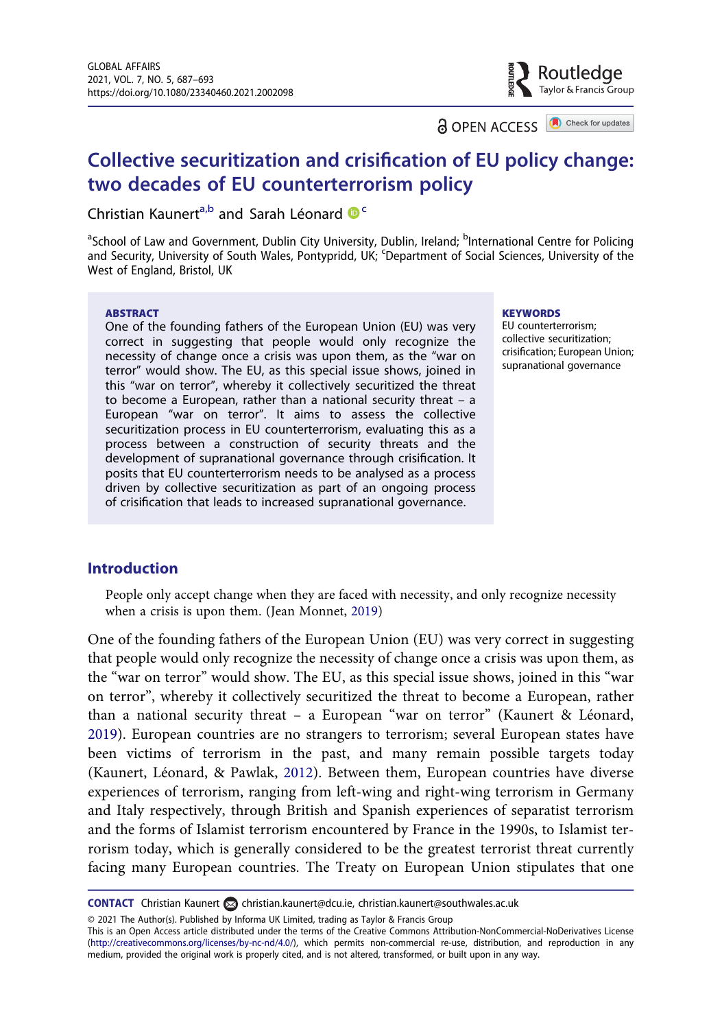# Collective securitization and crisification of EU policy change: two decades of EU counterterrorism policy

Christian Kaunert[a,b] and Sarah Léonard[c]

[a]School of Law and Government, Dublin City University, Dublin, Ireland; [b]International Centre for Policing and Security, University of South Wales, Pontypridd, UK; [c]Department of Social Sciences, University of the West of England, Bristol, UK

**ABSTRACT**

One of the founding fathers of the European Union (EU) was very correct in suggesting that people would only recognize the necessity of change once a crisis was upon them, as the "war on terror" would show. The EU, as this special issue shows, joined in this "war on terror", whereby it collectively securitized the threat to become a European, rather than a national security threat – a European "war on terror". It aims to assess the collective securitization process in EU counterterrorism, evaluating this as a process between a construction of security threats and the development of supranational governance through crisification. It posits that EU counterterrorism needs to be analysed as a process driven by collective securitization as part of an ongoing process of crisification that leads to increased supranational governance.

**KEYWORDS**

EU counterterrorism; collective securitization; crisification; European Union; supranational governance

## Introduction

> People only accept change when they are faced with necessity, and only recognize necessity when a crisis is upon them. (Jean Monnet, 2019)

One of the founding fathers of the European Union (EU) was very correct in suggesting that people would only recognize the necessity of change once a crisis was upon them, as the "war on terror" would show. The EU, as this special issue shows, joined in this "war on terror", whereby it collectively securitized the threat to become a European, rather than a national security threat – a European "war on terror" (Kaunert & Léonard, 2019). European countries are no strangers to terrorism; several European states have been victims of terrorism in the past, and many remain possible targets today (Kaunert, Léonard, & Pawlak, 2012). Between them, European countries have diverse experiences of terrorism, ranging from left-wing and right-wing terrorism in Germany and Italy respectively, through British and Spanish experiences of separatist terrorism and the forms of Islamist terrorism encountered by France in the 1990s, to Islamist terrorism today, which is generally considered to be the greatest terrorist threat currently facing many European countries. The Treaty on European Union stipulates that one

**CONTACT** Christian Kaunert christian.kaunert@dcu.ie, christian.kaunert@southwales.ac.uk

© 2021 The Author(s). Published by Informa UK Limited, trading as Taylor & Francis Group
This is an Open Access article distributed under the terms of the Creative Commons Attribution-NonCommercial-NoDerivatives License (http://creativecommons.org/licenses/by-nc-nd/4.0/), which permits non-commercial re-use, distribution, and reproduction in any medium, provided the original work is properly cited, and is not altered, transformed, or built upon in any way.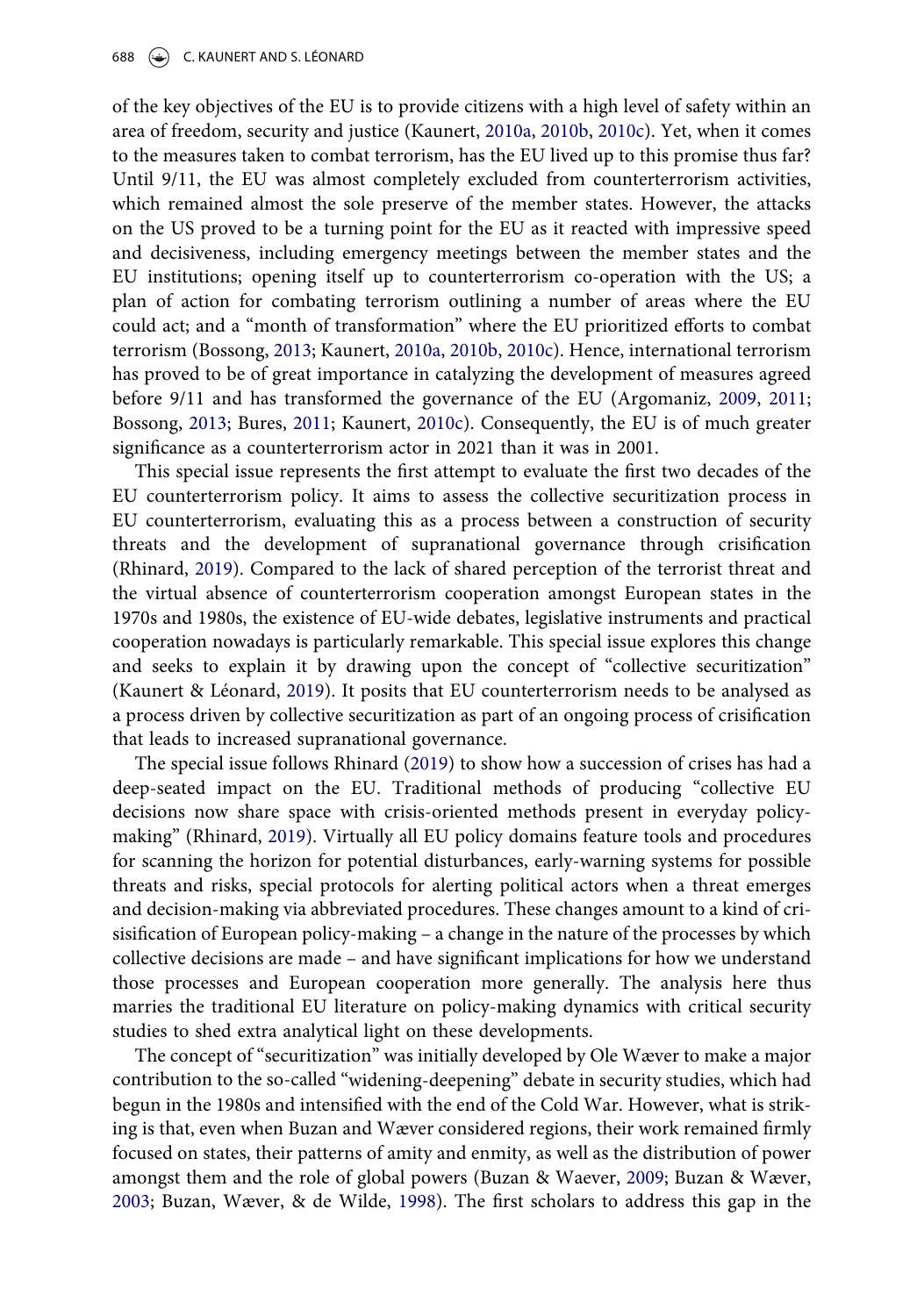of the key objectives of the EU is to provide citizens with a high level of safety within an area of freedom, security and justice (Kaunert, 2010a, 2010b, 2010c). Yet, when it comes to the measures taken to combat terrorism, has the EU lived up to this promise thus far? Until 9/11, the EU was almost completely excluded from counterterrorism activities, which remained almost the sole preserve of the member states. However, the attacks on the US proved to be a turning point for the EU as it reacted with impressive speed and decisiveness, including emergency meetings between the member states and the EU institutions; opening itself up to counterterrorism co-operation with the US; a plan of action for combating terrorism outlining a number of areas where the EU could act; and a "month of transformation" where the EU prioritized efforts to combat terrorism (Bossong, 2013; Kaunert, 2010a, 2010b, 2010c). Hence, international terrorism has proved to be of great importance in catalyzing the development of measures agreed before 9/11 and has transformed the governance of the EU (Argomaniz, 2009, 2011; Bossong, 2013; Bures, 2011; Kaunert, 2010c). Consequently, the EU is of much greater significance as a counterterrorism actor in 2021 than it was in 2001.

This special issue represents the first attempt to evaluate the first two decades of the EU counterterrorism policy. It aims to assess the collective securitization process in EU counterterrorism, evaluating this as a process between a construction of security threats and the development of supranational governance through crisification (Rhinard, 2019). Compared to the lack of shared perception of the terrorist threat and the virtual absence of counterterrorism cooperation amongst European states in the 1970s and 1980s, the existence of EU-wide debates, legislative instruments and practical cooperation nowadays is particularly remarkable. This special issue explores this change and seeks to explain it by drawing upon the concept of "collective securitization" (Kaunert & Léonard, 2019). It posits that EU counterterrorism needs to be analysed as a process driven by collective securitization as part of an ongoing process of crisification that leads to increased supranational governance.

The special issue follows Rhinard (2019) to show how a succession of crises has had a deep-seated impact on the EU. Traditional methods of producing "collective EU decisions now share space with crisis-oriented methods present in everyday policy-making" (Rhinard, 2019). Virtually all EU policy domains feature tools and procedures for scanning the horizon for potential disturbances, early-warning systems for possible threats and risks, special protocols for alerting political actors when a threat emerges and decision-making via abbreviated procedures. These changes amount to a kind of crisisification of European policy-making – a change in the nature of the processes by which collective decisions are made – and have significant implications for how we understand those processes and European cooperation more generally. The analysis here thus marries the traditional EU literature on policy-making dynamics with critical security studies to shed extra analytical light on these developments.

The concept of "securitization" was initially developed by Ole Wæver to make a major contribution to the so-called "widening-deepening" debate in security studies, which had begun in the 1980s and intensified with the end of the Cold War. However, what is striking is that, even when Buzan and Wæver considered regions, their work remained firmly focused on states, their patterns of amity and enmity, as well as the distribution of power amongst them and the role of global powers (Buzan & Waever, 2009; Buzan & Wæver, 2003; Buzan, Wæver, & de Wilde, 1998). The first scholars to address this gap in the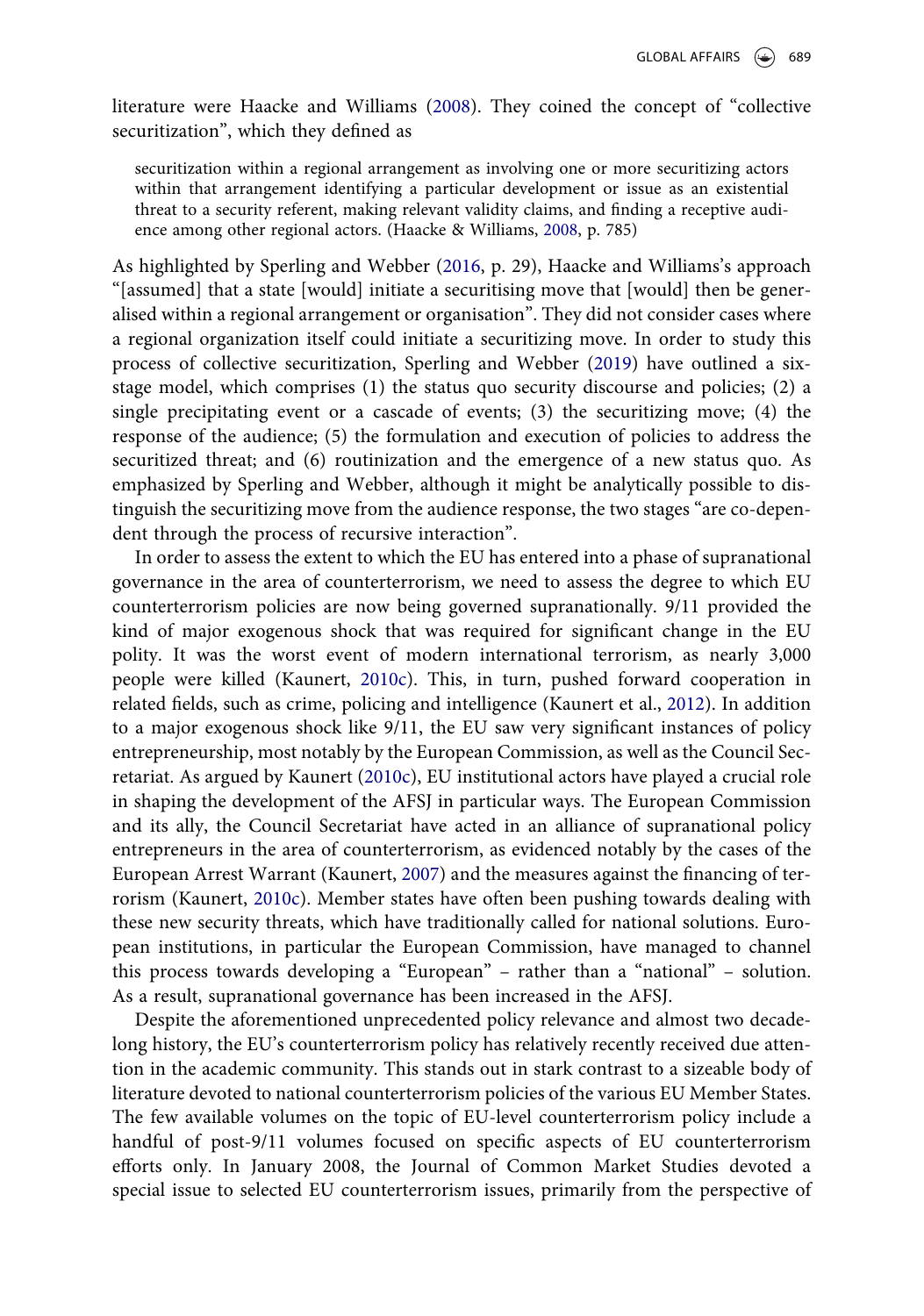literature were Haacke and Williams (2008). They coined the concept of "collective securitization", which they defined as

> securitization within a regional arrangement as involving one or more securitizing actors within that arrangement identifying a particular development or issue as an existential threat to a security referent, making relevant validity claims, and finding a receptive audience among other regional actors. (Haacke & Williams, 2008, p. 785)

As highlighted by Sperling and Webber (2016, p. 29), Haacke and Williams's approach "[assumed] that a state [would] initiate a securitising move that [would] then be generalised within a regional arrangement or organisation". They did not consider cases where a regional organization itself could initiate a securitizing move. In order to study this process of collective securitization, Sperling and Webber (2019) have outlined a six-stage model, which comprises (1) the status quo security discourse and policies; (2) a single precipitating event or a cascade of events; (3) the securitizing move; (4) the response of the audience; (5) the formulation and execution of policies to address the securitized threat; and (6) routinization and the emergence of a new status quo. As emphasized by Sperling and Webber, although it might be analytically possible to distinguish the securitizing move from the audience response, the two stages "are co-dependent through the process of recursive interaction".

In order to assess the extent to which the EU has entered into a phase of supranational governance in the area of counterterrorism, we need to assess the degree to which EU counterterrorism policies are now being governed supranationally. 9/11 provided the kind of major exogenous shock that was required for significant change in the EU polity. It was the worst event of modern international terrorism, as nearly 3,000 people were killed (Kaunert, 2010c). This, in turn, pushed forward cooperation in related fields, such as crime, policing and intelligence (Kaunert et al., 2012). In addition to a major exogenous shock like 9/11, the EU saw very significant instances of policy entrepreneurship, most notably by the European Commission, as well as the Council Secretariat. As argued by Kaunert (2010c), EU institutional actors have played a crucial role in shaping the development of the AFSJ in particular ways. The European Commission and its ally, the Council Secretariat have acted in an alliance of supranational policy entrepreneurs in the area of counterterrorism, as evidenced notably by the cases of the European Arrest Warrant (Kaunert, 2007) and the measures against the financing of terrorism (Kaunert, 2010c). Member states have often been pushing towards dealing with these new security threats, which have traditionally called for national solutions. European institutions, in particular the European Commission, have managed to channel this process towards developing a "European" – rather than a "national" – solution. As a result, supranational governance has been increased in the AFSJ.

Despite the aforementioned unprecedented policy relevance and almost two decade-long history, the EU's counterterrorism policy has relatively recently received due attention in the academic community. This stands out in stark contrast to a sizeable body of literature devoted to national counterterrorism policies of the various EU Member States. The few available volumes on the topic of EU-level counterterrorism policy include a handful of post-9/11 volumes focused on specific aspects of EU counterterrorism efforts only. In January 2008, the Journal of Common Market Studies devoted a special issue to selected EU counterterrorism issues, primarily from the perspective of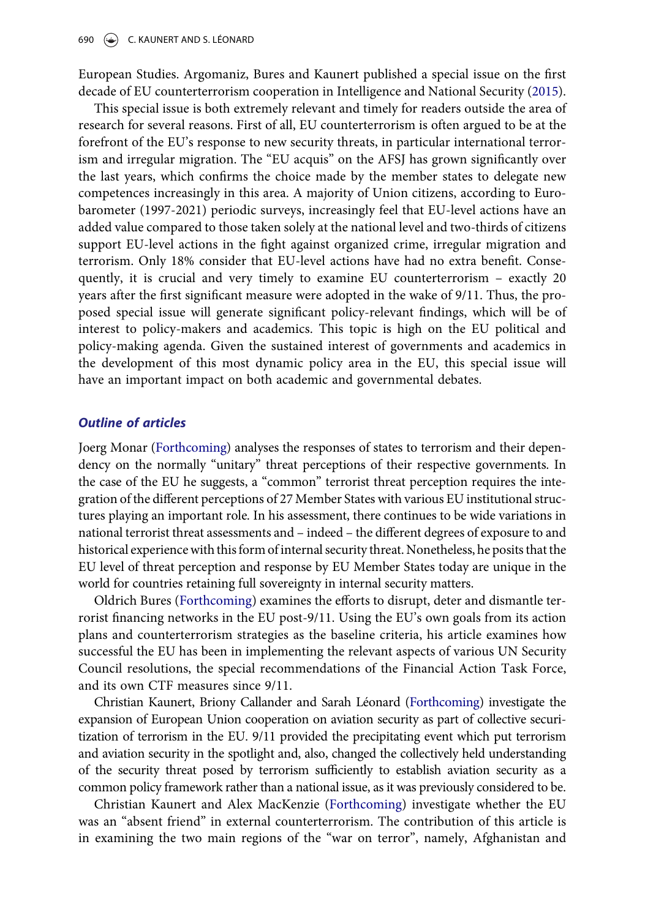European Studies. Argomaniz, Bures and Kaunert published a special issue on the first decade of EU counterterrorism cooperation in Intelligence and National Security (2015).

This special issue is both extremely relevant and timely for readers outside the area of research for several reasons. First of all, EU counterterrorism is often argued to be at the forefront of the EU's response to new security threats, in particular international terrorism and irregular migration. The "EU acquis" on the AFSJ has grown significantly over the last years, which confirms the choice made by the member states to delegate new competences increasingly in this area. A majority of Union citizens, according to Eurobarometer (1997-2021) periodic surveys, increasingly feel that EU-level actions have an added value compared to those taken solely at the national level and two-thirds of citizens support EU-level actions in the fight against organized crime, irregular migration and terrorism. Only 18% consider that EU-level actions have had no extra benefit. Consequently, it is crucial and very timely to examine EU counterterrorism – exactly 20 years after the first significant measure were adopted in the wake of 9/11. Thus, the proposed special issue will generate significant policy-relevant findings, which will be of interest to policy-makers and academics. This topic is high on the EU political and policy-making agenda. Given the sustained interest of governments and academics in the development of this most dynamic policy area in the EU, this special issue will have an important impact on both academic and governmental debates.

## *Outline of articles*

Joerg Monar (Forthcoming) analyses the responses of states to terrorism and their dependency on the normally "unitary" threat perceptions of their respective governments. In the case of the EU he suggests, a "common" terrorist threat perception requires the integration of the different perceptions of 27 Member States with various EU institutional structures playing an important role. In his assessment, there continues to be wide variations in national terrorist threat assessments and – indeed – the different degrees of exposure to and historical experience with this form of internal security threat. Nonetheless, he posits that the EU level of threat perception and response by EU Member States today are unique in the world for countries retaining full sovereignty in internal security matters.

Oldrich Bures (Forthcoming) examines the efforts to disrupt, deter and dismantle terrorist financing networks in the EU post-9/11. Using the EU's own goals from its action plans and counterterrorism strategies as the baseline criteria, his article examines how successful the EU has been in implementing the relevant aspects of various UN Security Council resolutions, the special recommendations of the Financial Action Task Force, and its own CTF measures since 9/11.

Christian Kaunert, Briony Callander and Sarah Léonard (Forthcoming) investigate the expansion of European Union cooperation on aviation security as part of collective securitization of terrorism in the EU. 9/11 provided the precipitating event which put terrorism and aviation security in the spotlight and, also, changed the collectively held understanding of the security threat posed by terrorism sufficiently to establish aviation security as a common policy framework rather than a national issue, as it was previously considered to be.

Christian Kaunert and Alex MacKenzie (Forthcoming) investigate whether the EU was an "absent friend" in external counterterrorism. The contribution of this article is in examining the two main regions of the "war on terror", namely, Afghanistan and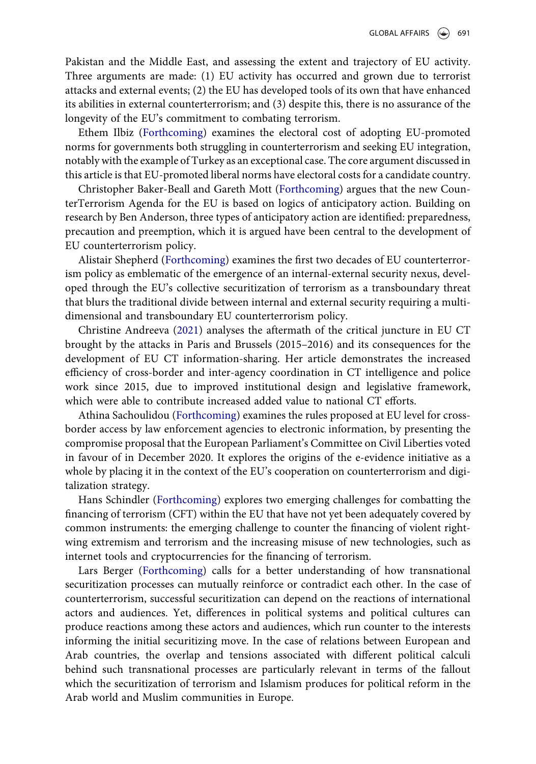Pakistan and the Middle East, and assessing the extent and trajectory of EU activity. Three arguments are made: (1) EU activity has occurred and grown due to terrorist attacks and external events; (2) the EU has developed tools of its own that have enhanced its abilities in external counterterrorism; and (3) despite this, there is no assurance of the longevity of the EU's commitment to combating terrorism.

Ethem Ilbiz (Forthcoming) examines the electoral cost of adopting EU-promoted norms for governments both struggling in counterterrorism and seeking EU integration, notably with the example of Turkey as an exceptional case. The core argument discussed in this article is that EU-promoted liberal norms have electoral costs for a candidate country.

Christopher Baker-Beall and Gareth Mott (Forthcoming) argues that the new CounterTerrorism Agenda for the EU is based on logics of anticipatory action. Building on research by Ben Anderson, three types of anticipatory action are identified: preparedness, precaution and preemption, which it is argued have been central to the development of EU counterterrorism policy.

Alistair Shepherd (Forthcoming) examines the first two decades of EU counterterrorism policy as emblematic of the emergence of an internal-external security nexus, developed through the EU's collective securitization of terrorism as a transboundary threat that blurs the traditional divide between internal and external security requiring a multi-dimensional and transboundary EU counterterrorism policy.

Christine Andreeva (2021) analyses the aftermath of the critical juncture in EU CT brought by the attacks in Paris and Brussels (2015–2016) and its consequences for the development of EU CT information-sharing. Her article demonstrates the increased efficiency of cross-border and inter-agency coordination in CT intelligence and police work since 2015, due to improved institutional design and legislative framework, which were able to contribute increased added value to national CT efforts.

Athina Sachoulidou (Forthcoming) examines the rules proposed at EU level for cross-border access by law enforcement agencies to electronic information, by presenting the compromise proposal that the European Parliament's Committee on Civil Liberties voted in favour of in December 2020. It explores the origins of the e-evidence initiative as a whole by placing it in the context of the EU's cooperation on counterterrorism and digitalization strategy.

Hans Schindler (Forthcoming) explores two emerging challenges for combatting the financing of terrorism (CFT) within the EU that have not yet been adequately covered by common instruments: the emerging challenge to counter the financing of violent right-wing extremism and terrorism and the increasing misuse of new technologies, such as internet tools and cryptocurrencies for the financing of terrorism.

Lars Berger (Forthcoming) calls for a better understanding of how transnational securitization processes can mutually reinforce or contradict each other. In the case of counterterrorism, successful securitization can depend on the reactions of international actors and audiences. Yet, differences in political systems and political cultures can produce reactions among these actors and audiences, which run counter to the interests informing the initial securitizing move. In the case of relations between European and Arab countries, the overlap and tensions associated with different political calculi behind such transnational processes are particularly relevant in terms of the fallout which the securitization of terrorism and Islamism produces for political reform in the Arab world and Muslim communities in Europe.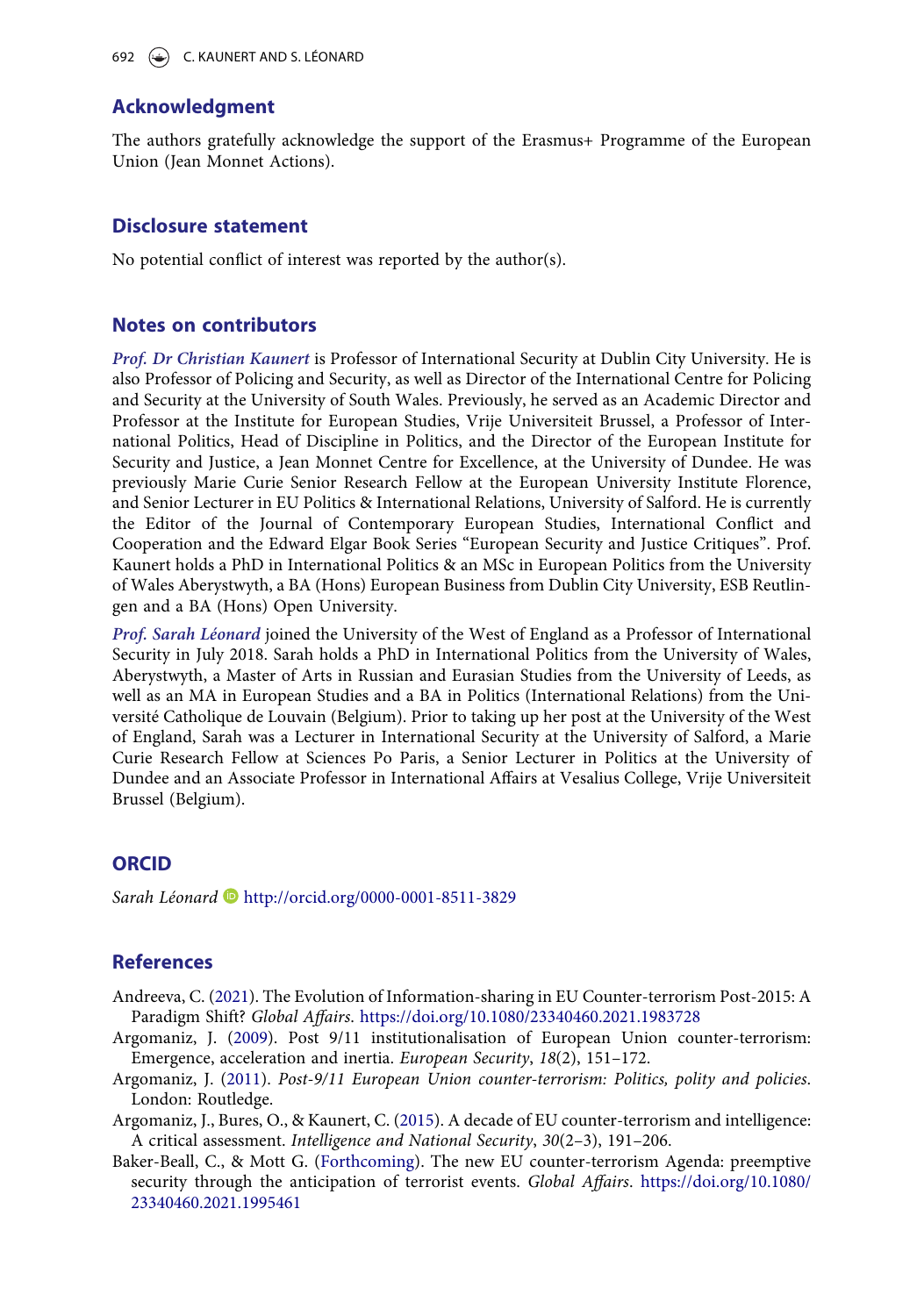## Acknowledgment

The authors gratefully acknowledge the support of the Erasmus+ Programme of the European Union (Jean Monnet Actions).

## Disclosure statement

No potential conflict of interest was reported by the author(s).

## Notes on contributors

*Prof. Dr Christian Kaunert* is Professor of International Security at Dublin City University. He is also Professor of Policing and Security, as well as Director of the International Centre for Policing and Security at the University of South Wales. Previously, he served as an Academic Director and Professor at the Institute for European Studies, Vrije Universiteit Brussel, a Professor of International Politics, Head of Discipline in Politics, and the Director of the European Institute for Security and Justice, a Jean Monnet Centre for Excellence, at the University of Dundee. He was previously Marie Curie Senior Research Fellow at the European University Institute Florence, and Senior Lecturer in EU Politics & International Relations, University of Salford. He is currently the Editor of the Journal of Contemporary European Studies, International Conflict and Cooperation and the Edward Elgar Book Series "European Security and Justice Critiques". Prof. Kaunert holds a PhD in International Politics & an MSc in European Politics from the University of Wales Aberystwyth, a BA (Hons) European Business from Dublin City University, ESB Reutlingen and a BA (Hons) Open University.

*Prof. Sarah Léonard* joined the University of the West of England as a Professor of International Security in July 2018. Sarah holds a PhD in International Politics from the University of Wales, Aberystwyth, a Master of Arts in Russian and Eurasian Studies from the University of Leeds, as well as an MA in European Studies and a BA in Politics (International Relations) from the Université Catholique de Louvain (Belgium). Prior to taking up her post at the University of the West of England, Sarah was a Lecturer in International Security at the University of Salford, a Marie Curie Research Fellow at Sciences Po Paris, a Senior Lecturer in Politics at the University of Dundee and an Associate Professor in International Affairs at Vesalius College, Vrije Universiteit Brussel (Belgium).

## ORCID

*Sarah Léonard* http://orcid.org/0000-0001-8511-3829

## References

Andreeva, C. (2021). The Evolution of Information-sharing in EU Counter-terrorism Post-2015: A Paradigm Shift? *Global Affairs*. https://doi.org/10.1080/23340460.2021.1983728

Argomaniz, J. (2009). Post 9/11 institutionalisation of European Union counter-terrorism: Emergence, acceleration and inertia. *European Security*, *18*(2), 151–172.

Argomaniz, J. (2011). *Post-9/11 European Union counter-terrorism: Politics, polity and policies*. London: Routledge.

Argomaniz, J., Bures, O., & Kaunert, C. (2015). A decade of EU counter-terrorism and intelligence: A critical assessment. *Intelligence and National Security*, *30*(2–3), 191–206.

Baker-Beall, C., & Mott G. (Forthcoming). The new EU counter-terrorism Agenda: preemptive security through the anticipation of terrorist events. *Global Affairs*. https://doi.org/10.1080/23340460.2021.1995461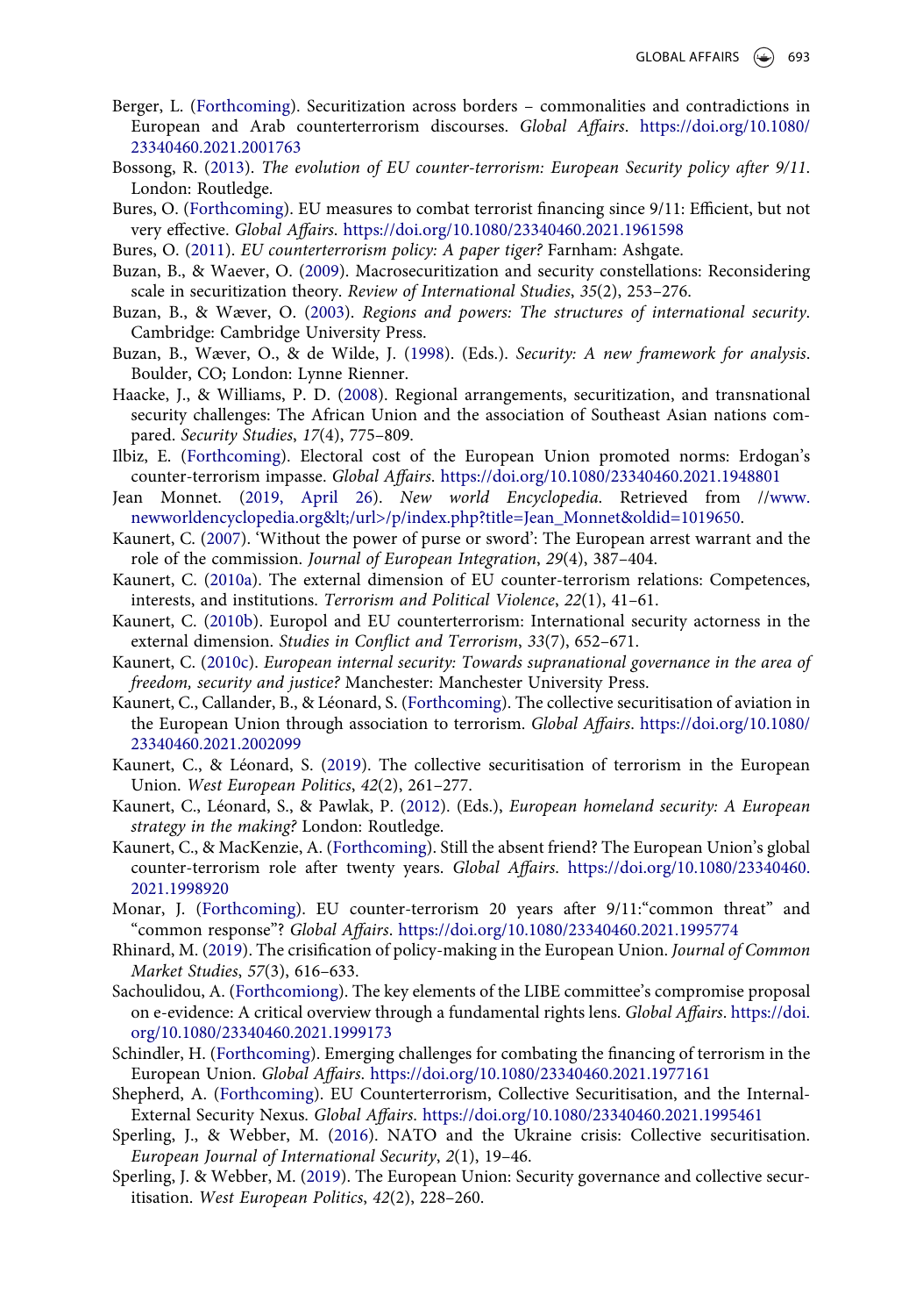Berger, L. (Forthcoming). Securitization across borders – commonalities and contradictions in European and Arab counterterrorism discourses. *Global Affairs*. https://doi.org/10.1080/23340460.2021.2001763

Bossong, R. (2013). *The evolution of EU counter-terrorism: European Security policy after 9/11*. London: Routledge.

Bures, O. (Forthcoming). EU measures to combat terrorist financing since 9/11: Efficient, but not very effective. *Global Affairs*. https://doi.org/10.1080/23340460.2021.1961598

Bures, O. (2011). *EU counterterrorism policy: A paper tiger?* Farnham: Ashgate.

Buzan, B., & Waever, O. (2009). Macrosecuritization and security constellations: Reconsidering scale in securitization theory. *Review of International Studies*, *35*(2), 253–276.

Buzan, B., & Wæver, O. (2003). *Regions and powers: The structures of international security*. Cambridge: Cambridge University Press.

Buzan, B., Wæver, O., & de Wilde, J. (1998). (Eds.). *Security: A new framework for analysis*. Boulder, CO; London: Lynne Rienner.

Haacke, J., & Williams, P. D. (2008). Regional arrangements, securitization, and transnational security challenges: The African Union and the association of Southeast Asian nations compared. *Security Studies*, *17*(4), 775–809.

Ilbiz, E. (Forthcoming). Electoral cost of the European Union promoted norms: Erdogan's counter-terrorism impasse. *Global Affairs*. https://doi.org/10.1080/23340460.2021.1948801

Jean Monnet. (2019, April 26). *New world Encyclopedia*. Retrieved from //www.newworldencyclopedia.org&lt;/url>/p/index.php?title=Jean_Monnet&oldid=1019650.

Kaunert, C. (2007). 'Without the power of purse or sword': The European arrest warrant and the role of the commission. *Journal of European Integration*, *29*(4), 387–404.

Kaunert, C. (2010a). The external dimension of EU counter-terrorism relations: Competences, interests, and institutions. *Terrorism and Political Violence*, *22*(1), 41–61.

Kaunert, C. (2010b). Europol and EU counterterrorism: International security actorness in the external dimension. *Studies in Conflict and Terrorism*, *33*(7), 652–671.

Kaunert, C. (2010c). *European internal security: Towards supranational governance in the area of freedom, security and justice?* Manchester: Manchester University Press.

Kaunert, C., Callander, B., & Léonard, S. (Forthcoming). The collective securitisation of aviation in the European Union through association to terrorism. *Global Affairs*. https://doi.org/10.1080/23340460.2021.2002099

Kaunert, C., & Léonard, S. (2019). The collective securitisation of terrorism in the European Union. *West European Politics*, *42*(2), 261–277.

Kaunert, C., Léonard, S., & Pawlak, P. (2012). (Eds.), *European homeland security: A European strategy in the making?* London: Routledge.

Kaunert, C., & MacKenzie, A. (Forthcoming). Still the absent friend? The European Union's global counter-terrorism role after twenty years. *Global Affairs*. https://doi.org/10.1080/23340460.2021.1998920

Monar, J. (Forthcoming). EU counter-terrorism 20 years after 9/11:"common threat" and "common response"? *Global Affairs*. https://doi.org/10.1080/23340460.2021.1995774

Rhinard, M. (2019). The crisification of policy-making in the European Union. *Journal of Common Market Studies*, *57*(3), 616–633.

Sachoulidou, A. (Forthcomiong). The key elements of the LIBE committee's compromise proposal on e-evidence: A critical overview through a fundamental rights lens. *Global Affairs*. https://doi.org/10.1080/23340460.2021.1999173

Schindler, H. (Forthcoming). Emerging challenges for combating the financing of terrorism in the European Union. *Global Affairs*. https://doi.org/10.1080/23340460.2021.1977161

Shepherd, A. (Forthcoming). EU Counterterrorism, Collective Securitisation, and the Internal-External Security Nexus. *Global Affairs*. https://doi.org/10.1080/23340460.2021.1995461

Sperling, J., & Webber, M. (2016). NATO and the Ukraine crisis: Collective securitisation. *European Journal of International Security*, *2*(1), 19–46.

Sperling, J. & Webber, M. (2019). The European Union: Security governance and collective securitisation. *West European Politics*, *42*(2), 228–260.